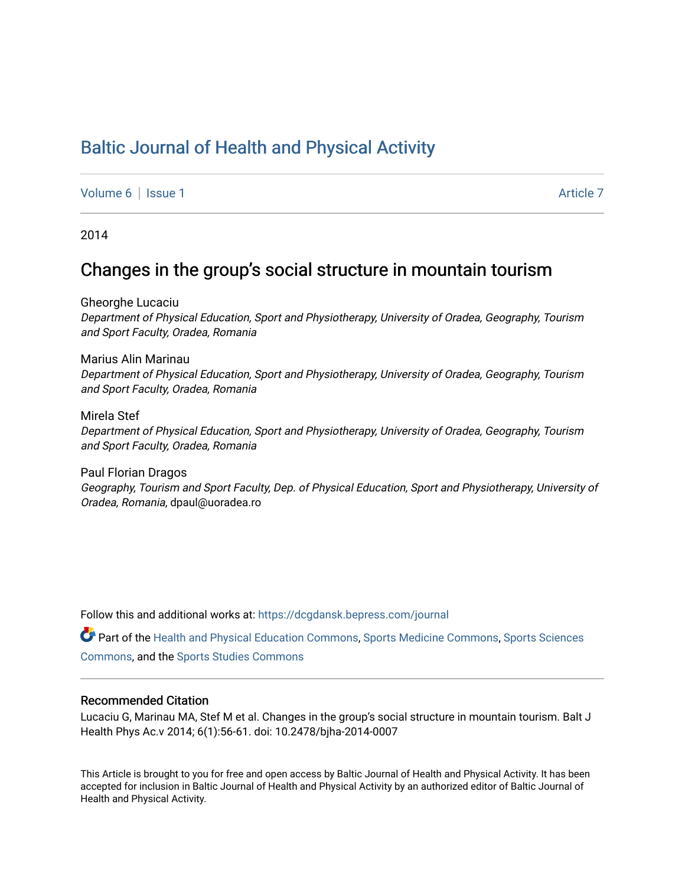# Baltic Journal of Health and Physical Activity

Volume 6 | Issue 1 | Article 7

2014

## Changes in the group's social structure in mountain tourism

Gheorghe Lucaciu
*Department of Physical Education, Sport and Physiotherapy, University of Oradea, Geography, Tourism and Sport Faculty, Oradea, Romania*

Marius Alin Marinau
*Department of Physical Education, Sport and Physiotherapy, University of Oradea, Geography, Tourism and Sport Faculty, Oradea, Romania*

Mirela Stef
*Department of Physical Education, Sport and Physiotherapy, University of Oradea, Geography, Tourism and Sport Faculty, Oradea, Romania*

Paul Florian Dragos
*Geography, Tourism and Sport Faculty, Dep. of Physical Education, Sport and Physiotherapy, University of Oradea, Romania*, dpaul@uoradea.ro

Follow this and additional works at: https://dcgdansk.bepress.com/journal

Part of the Health and Physical Education Commons, Sports Medicine Commons, Sports Sciences Commons, and the Sports Studies Commons

### Recommended Citation

Lucaciu G, Marinau MA, Stef M et al. Changes in the group's social structure in mountain tourism. Balt J Health Phys Ac.v 2014; 6(1):56-61. doi: 10.2478/bjha-2014-0007

This Article is brought to you for free and open access by Baltic Journal of Health and Physical Activity. It has been accepted for inclusion in Baltic Journal of Health and Physical Activity by an authorized editor of Baltic Journal of Health and Physical Activity.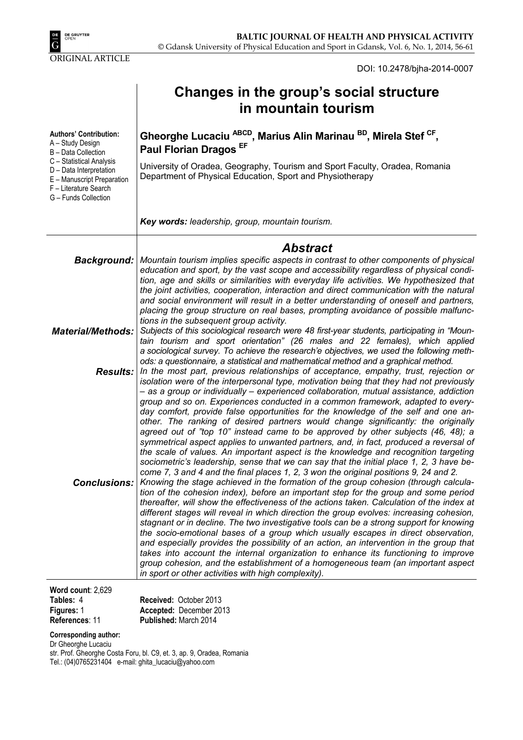ORIGINAL ARTICLE

DOI: 10.2478/bjha-2014-0007

# Changes in the group's social structure in mountain tourism

**Authors' Contribution:**
A – Study Design
B – Data Collection
C – Statistical Analysis
D – Data Interpretation
E – Manuscript Preparation
F – Literature Search
G – Funds Collection

**Gheorghe Lucaciu [ABCD], Marius Alin Marinau [BD], Mirela Stef [CF], Paul Florian Dragos [EF]**

University of Oradea, Geography, Tourism and Sport Faculty, Oradea, Romania
Department of Physical Education, Sport and Physiotherapy

***Key words:*** *leadership, group, mountain tourism.*

## *Abstract*

***Background:*** *Mountain tourism implies specific aspects in contrast to other components of physical education and sport, by the vast scope and accessibility regardless of physical condition, age and skills or similarities with everyday life activities. We hypothesized that the joint activities, cooperation, interaction and direct communication with the natural and social environment will result in a better understanding of oneself and partners, placing the group structure on real bases, prompting avoidance of possible malfunctions in the subsequent group activity.*

***Material/Methods:*** *Subjects of this sociological research were 48 first-year students, participating in "Mountain tourism and sport orientation" (26 males and 22 females), which applied a sociological survey. To achieve the research'e objectives, we used the following methods: a questionnaire, a statistical and mathematical method and a graphical method.*

***Results:*** *In the most part, previous relationships of acceptance, empathy, trust, rejection or isolation were of the interpersonal type, motivation being that they had not previously – as a group or individually – experienced collaboration, mutual assistance, addiction group and so on. Experiences conducted in a common framework, adapted to everyday comfort, provide false opportunities for the knowledge of the self and one another. The ranking of desired partners would change significantly: the originally agreed out of "top 10" instead came to be approved by other subjects (46, 48); a symmetrical aspect applies to unwanted partners, and, in fact, produced a reversal of the scale of values. An important aspect is the knowledge and recognition targeting sociometric's leadership, sense that we can say that the initial place 1, 2, 3 have become 7, 3 and 4 and the final places 1, 2, 3 won the original positions 9, 24 and 2.*

***Conclusions:*** *Knowing the stage achieved in the formation of the group cohesion (through calculation of the cohesion index), before an important step for the group and some period thereafter, will show the effectiveness of the actions taken. Calculation of the index at different stages will reveal in which direction the group evolves: increasing cohesion, stagnant or in decline. The two investigative tools can be a strong support for knowing the socio-emotional bases of a group which usually escapes in direct observation, and especially provides the possibility of an action, an intervention in the group that takes into account the internal organization to enhance its functioning to improve group cohesion, and the establishment of a homogeneous team (an important aspect in sport or other activities with high complexity).*

**Word count**: 2,629
**Tables:** 4
**Figures:** 1
**References**: 11

**Received:** October 2013
**Accepted:** December 2013
**Published:** March 2014

**Corresponding author:**
Dr Gheorghe Lucaciu
str. Prof. Gheorghe Costa Foru, bl. C9, et. 3, ap. 9, Oradea, Romania
Tel.: (04)0765231404 e-mail: ghita_lucaciu@yahoo.com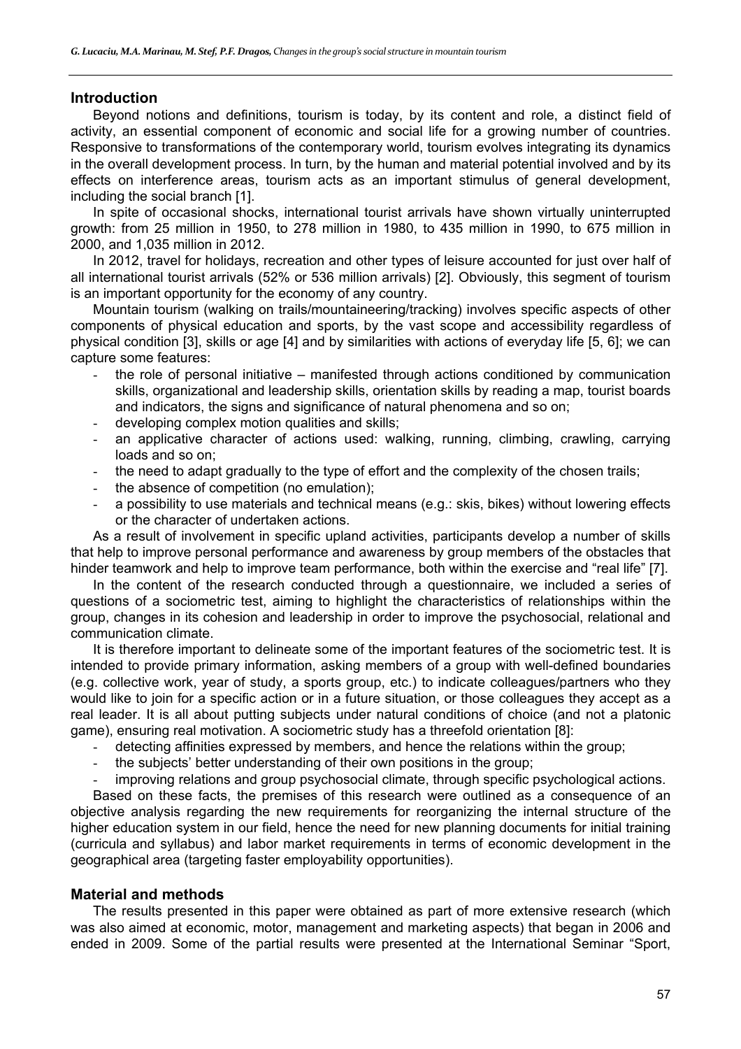## Introduction

Beyond notions and definitions, tourism is today, by its content and role, a distinct field of activity, an essential component of economic and social life for a growing number of countries. Responsive to transformations of the contemporary world, tourism evolves integrating its dynamics in the overall development process. In turn, by the human and material potential involved and by its effects on interference areas, tourism acts as an important stimulus of general development, including the social branch [1].

In spite of occasional shocks, international tourist arrivals have shown virtually uninterrupted growth: from 25 million in 1950, to 278 million in 1980, to 435 million in 1990, to 675 million in 2000, and 1,035 million in 2012.

In 2012, travel for holidays, recreation and other types of leisure accounted for just over half of all international tourist arrivals (52% or 536 million arrivals) [2]. Obviously, this segment of tourism is an important opportunity for the economy of any country.

Mountain tourism (walking on trails/mountaineering/tracking) involves specific aspects of other components of physical education and sports, by the vast scope and accessibility regardless of physical condition [3], skills or age [4] and by similarities with actions of everyday life [5, 6]; we can capture some features:

- the role of personal initiative – manifested through actions conditioned by communication skills, organizational and leadership skills, orientation skills by reading a map, tourist boards and indicators, the signs and significance of natural phenomena and so on;
- developing complex motion qualities and skills;
- an applicative character of actions used: walking, running, climbing, crawling, carrying loads and so on;
- the need to adapt gradually to the type of effort and the complexity of the chosen trails;
- the absence of competition (no emulation);
- a possibility to use materials and technical means (e.g.: skis, bikes) without lowering effects or the character of undertaken actions.

As a result of involvement in specific upland activities, participants develop a number of skills that help to improve personal performance and awareness by group members of the obstacles that hinder teamwork and help to improve team performance, both within the exercise and "real life" [7].

In the content of the research conducted through a questionnaire, we included a series of questions of a sociometric test, aiming to highlight the characteristics of relationships within the group, changes in its cohesion and leadership in order to improve the psychosocial, relational and communication climate.

It is therefore important to delineate some of the important features of the sociometric test. It is intended to provide primary information, asking members of a group with well-defined boundaries (e.g. collective work, year of study, a sports group, etc.) to indicate colleagues/partners who they would like to join for a specific action or in a future situation, or those colleagues they accept as a real leader. It is all about putting subjects under natural conditions of choice (and not a platonic game), ensuring real motivation. A sociometric study has a threefold orientation [8]:

- detecting affinities expressed by members, and hence the relations within the group;
- the subjects' better understanding of their own positions in the group;
- improving relations and group psychosocial climate, through specific psychological actions.

Based on these facts, the premises of this research were outlined as a consequence of an objective analysis regarding the new requirements for reorganizing the internal structure of the higher education system in our field, hence the need for new planning documents for initial training (curricula and syllabus) and labor market requirements in terms of economic development in the geographical area (targeting faster employability opportunities).

## Material and methods

The results presented in this paper were obtained as part of more extensive research (which was also aimed at economic, motor, management and marketing aspects) that began in 2006 and ended in 2009. Some of the partial results were presented at the International Seminar "Sport,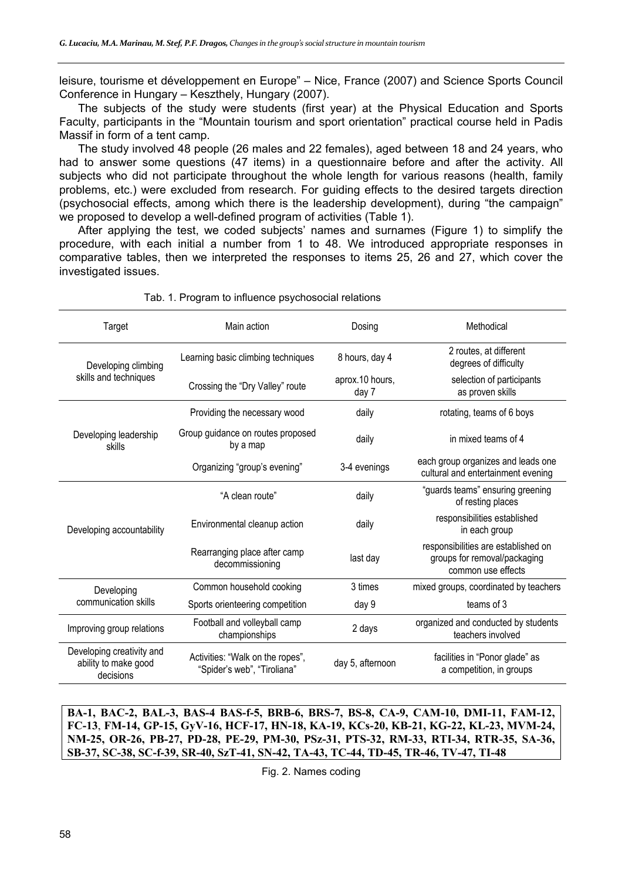leisure, tourisme et développement en Europe" – Nice, France (2007) and Science Sports Council Conference in Hungary – Keszthely, Hungary (2007).

The subjects of the study were students (first year) at the Physical Education and Sports Faculty, participants in the "Mountain tourism and sport orientation" practical course held in Padis Massif in form of a tent camp.

The study involved 48 people (26 males and 22 females), aged between 18 and 24 years, who had to answer some questions (47 items) in a questionnaire before and after the activity. All subjects who did not participate throughout the whole length for various reasons (health, family problems, etc.) were excluded from research. For guiding effects to the desired targets direction (psychosocial effects, among which there is the leadership development), during "the campaign" we proposed to develop a well-defined program of activities (Table 1).

After applying the test, we coded subjects' names and surnames (Figure 1) to simplify the procedure, with each initial a number from 1 to 48. We introduced appropriate responses in comparative tables, then we interpreted the responses to items 25, 26 and 27, which cover the investigated issues.

Tab. 1. Program to influence psychosocial relations

| Target | Main action | Dosing | Methodical |
|---|---|---|---|
| Developing climbing skills and techniques | Learning basic climbing techniques | 8 hours, day 4 | 2 routes, at different degrees of difficulty |
| | Crossing the "Dry Valley" route | aprox.10 hours, day 7 | selection of participants as proven skills |
| Developing leadership skills | Providing the necessary wood | daily | rotating, teams of 6 boys |
| | Group guidance on routes proposed by a map | daily | in mixed teams of 4 |
| | Organizing "group's evening" | 3-4 evenings | each group organizes and leads one cultural and entertainment evening |
| Developing accountability | "A clean route" | daily | "guards teams" ensuring greening of resting places |
| | Environmental cleanup action | daily | responsibilities established in each group |
| | Rearranging place after camp decommissioning | last day | responsibilities are established on groups for removal/packaging common use effects |
| Developing communication skills | Common household cooking | 3 times | mixed groups, coordinated by teachers |
| | Sports orienteering competition | day 9 | teams of 3 |
| Improving group relations | Football and volleyball camp championships | 2 days | organized and conducted by students teachers involved |
| Developing creativity and ability to make good decisions | Activities: "Walk on the ropes", "Spider's web", "Tiroliana" | day 5, afternoon | facilities in "Ponor glade" as a competition, in groups |

**BA-1, BAC-2, BAL-3, BAS-4 BAS-f-5, BRB-6, BRS-7, BS-8, CA-9, CAM-10, DMI-11, FAM-12, FC-13, FM-14, GP-15, GyV-16, HCF-17, HN-18, KA-19, KCs-20, KB-21, KG-22, KL-23, MVM-24, NM-25, OR-26, PB-27, PD-28, PE-29, PM-30, PSz-31, PTS-32, RM-33, RTI-34, RTR-35, SA-36, SB-37, SC-38, SC-f-39, SR-40, SzT-41, SN-42, TA-43, TC-44, TD-45, TR-46, TV-47, TI-48**

Fig. 2. Names coding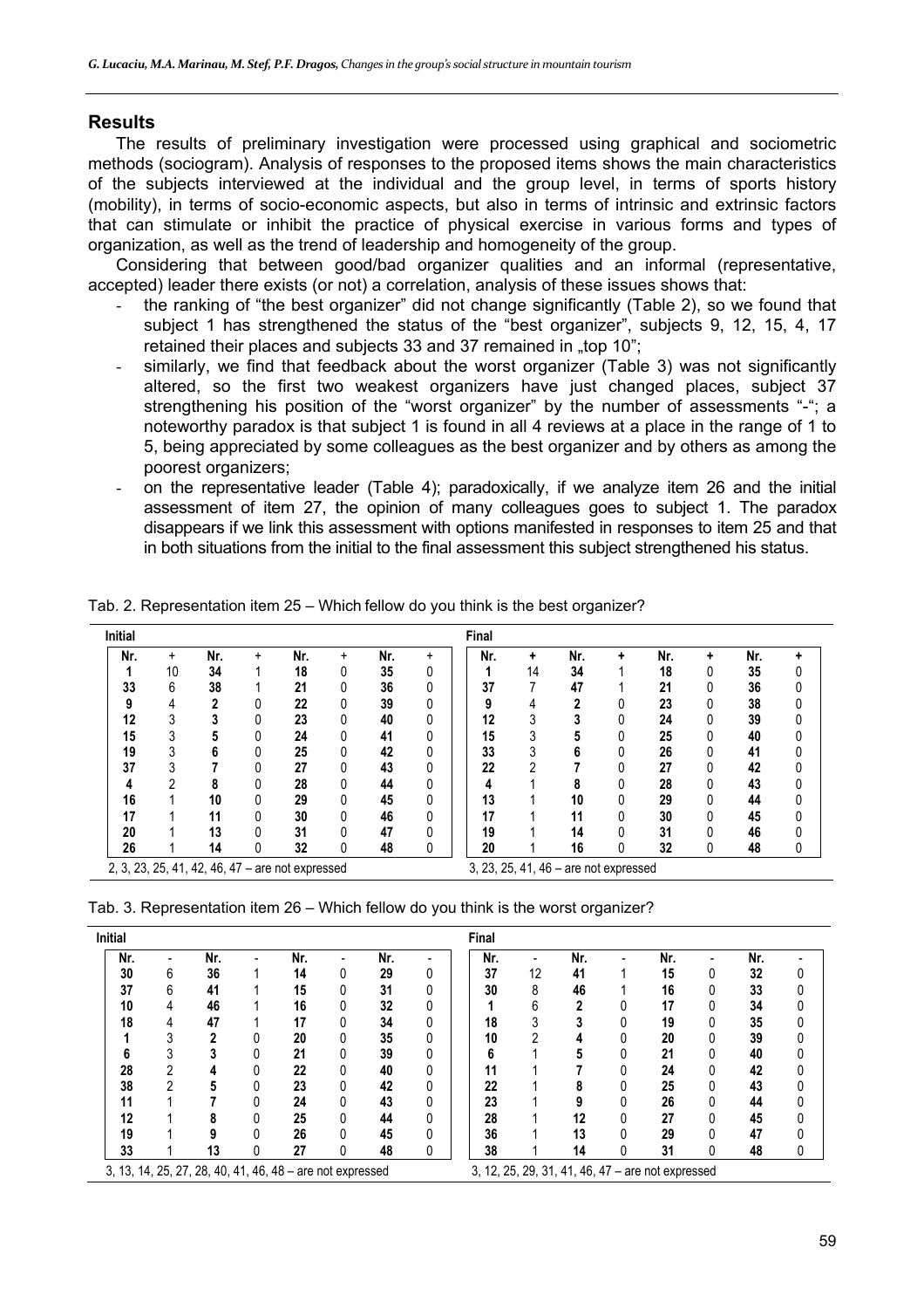## Results

The results of preliminary investigation were processed using graphical and sociometric methods (sociogram). Analysis of responses to the proposed items shows the main characteristics of the subjects interviewed at the individual and the group level, in terms of sports history (mobility), in terms of socio-economic aspects, but also in terms of intrinsic and extrinsic factors that can stimulate or inhibit the practice of physical exercise in various forms and types of organization, as well as the trend of leadership and homogeneity of the group.

Considering that between good/bad organizer qualities and an informal (representative, accepted) leader there exists (or not) a correlation, analysis of these issues shows that:

- the ranking of "the best organizer" did not change significantly (Table 2), so we found that subject 1 has strengthened the status of the "best organizer", subjects 9, 12, 15, 4, 17 retained their places and subjects 33 and 37 remained in „top 10";
- similarly, we find that feedback about the worst organizer (Table 3) was not significantly altered, so the first two weakest organizers have just changed places, subject 37 strengthening his position of the "worst organizer" by the number of assessments "-"; a noteworthy paradox is that subject 1 is found in all 4 reviews at a place in the range of 1 to 5, being appreciated by some colleagues as the best organizer and by others as among the poorest organizers;
- on the representative leader (Table 4); paradoxically, if we analyze item 26 and the initial assessment of item 27, the opinion of many colleagues goes to subject 1. The paradox disappears if we link this assessment with options manifested in responses to item 25 and that in both situations from the initial to the final assessment this subject strengthened his status.

Tab. 2. Representation item 25 – Which fellow do you think is the best organizer?

| Initial | | | | | | | | Final | | | | | | | |
|---|---|---|---|---|---|---|---|---|---|---|---|---|---|---|---|
| Nr. | + | Nr. | + | Nr. | + | Nr. | + | Nr. | + | Nr. | + | Nr. | + | Nr. | + |
| 1 | 10 | 34 | 1 | 18 | 0 | 35 | 0 | 1 | 14 | 34 | 1 | 18 | 0 | 35 | 0 |
| 33 | 6 | 38 | 1 | 21 | 0 | 36 | 0 | 37 | 7 | 47 | 1 | 21 | 0 | 36 | 0 |
| 9 | 4 | 2 | 0 | 22 | 0 | 39 | 0 | 9 | 4 | 2 | 0 | 23 | 0 | 38 | 0 |
| 12 | 3 | 3 | 0 | 23 | 0 | 40 | 0 | 12 | 3 | 3 | 0 | 24 | 0 | 39 | 0 |
| 15 | 3 | 5 | 0 | 24 | 0 | 41 | 0 | 15 | 3 | 5 | 0 | 25 | 0 | 40 | 0 |
| 19 | 3 | 6 | 0 | 25 | 0 | 42 | 0 | 33 | 3 | 6 | 0 | 26 | 0 | 41 | 0 |
| 37 | 3 | 7 | 0 | 27 | 0 | 43 | 0 | 22 | 2 | 7 | 0 | 27 | 0 | 42 | 0 |
| 4 | 2 | 8 | 0 | 28 | 0 | 44 | 0 | 4 | 1 | 8 | 0 | 28 | 0 | 43 | 0 |
| 16 | 1 | 10 | 0 | 29 | 0 | 45 | 0 | 13 | 1 | 10 | 0 | 29 | 0 | 44 | 0 |
| 17 | 1 | 11 | 0 | 30 | 0 | 46 | 0 | 17 | 1 | 11 | 0 | 30 | 0 | 45 | 0 |
| 20 | 1 | 13 | 0 | 31 | 0 | 47 | 0 | 19 | 1 | 14 | 0 | 31 | 0 | 46 | 0 |
| 26 | 1 | 14 | 0 | 32 | 0 | 48 | 0 | 20 | 1 | 16 | 0 | 32 | 0 | 48 | 0 |
| 2, 3, 23, 25, 41, 42, 46, 47 – are not expressed | | | | | | | | 3, 23, 25, 41, 46 – are not expressed | | | | | | | |

Tab. 3. Representation item 26 – Which fellow do you think is the worst organizer?

| Initial | | | | | | | | Final | | | | | | | |
|---|---|---|---|---|---|---|---|---|---|---|---|---|---|---|---|
| Nr. | - | Nr. | - | Nr. | - | Nr. | - | Nr. | - | Nr. | - | Nr. | - | Nr. | - |
| 30 | 6 | 36 | 1 | 14 | 0 | 29 | 0 | 37 | 12 | 41 | 1 | 15 | 0 | 32 | 0 |
| 37 | 6 | 41 | 1 | 15 | 0 | 31 | 0 | 30 | 8 | 46 | 1 | 16 | 0 | 33 | 0 |
| 10 | 4 | 46 | 1 | 16 | 0 | 32 | 0 | 1 | 6 | 2 | 0 | 17 | 0 | 34 | 0 |
| 18 | 4 | 47 | 1 | 17 | 0 | 34 | 0 | 18 | 3 | 3 | 0 | 19 | 0 | 35 | 0 |
| 1 | 3 | 2 | 0 | 20 | 0 | 35 | 0 | 10 | 2 | 4 | 0 | 20 | 0 | 39 | 0 |
| 6 | 3 | 3 | 0 | 21 | 0 | 39 | 0 | 6 | 1 | 5 | 0 | 21 | 0 | 40 | 0 |
| 28 | 2 | 4 | 0 | 22 | 0 | 40 | 0 | 11 | 1 | 7 | 0 | 24 | 0 | 42 | 0 |
| 38 | 2 | 5 | 0 | 23 | 0 | 42 | 0 | 22 | 1 | 8 | 0 | 25 | 0 | 43 | 0 |
| 11 | 1 | 7 | 0 | 24 | 0 | 43 | 0 | 23 | 1 | 9 | 0 | 26 | 0 | 44 | 0 |
| 12 | 1 | 8 | 0 | 25 | 0 | 44 | 0 | 28 | 1 | 12 | 0 | 27 | 0 | 45 | 0 |
| 19 | 1 | 9 | 0 | 26 | 0 | 45 | 0 | 36 | 1 | 13 | 0 | 29 | 0 | 47 | 0 |
| 33 | 1 | 13 | 0 | 27 | 0 | 48 | 0 | 38 | 1 | 14 | 0 | 31 | 0 | 48 | 0 |
| 3, 13, 14, 25, 27, 28, 40, 41, 46, 48 – are not expressed | | | | | | | | 3, 12, 25, 29, 31, 41, 46, 47 – are not expressed | | | | | | | |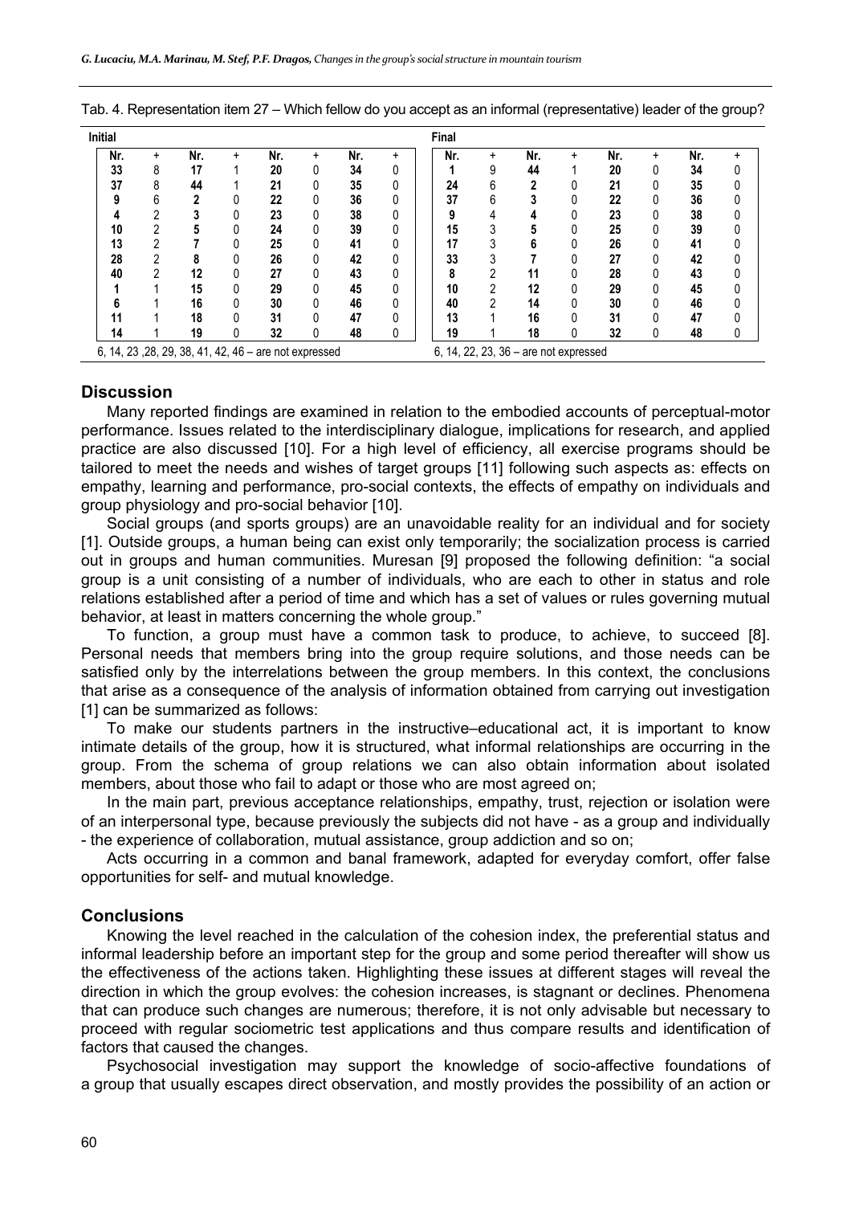Tab. 4. Representation item 27 – Which fellow do you accept as an informal (representative) leader of the group?

| Initial | | | | | | | | Final | | | | | | | |
|---|---|---|---|---|---|---|---|---|---|---|---|---|---|---|---|
| Nr. | + | Nr. | + | Nr. | + | Nr. | + | Nr. | + | Nr. | + | Nr. | + | Nr. | + |
| 33 | 8 | 17 | 1 | 20 | 0 | 34 | 0 | 1 | 9 | 44 | 1 | 20 | 0 | 34 | 0 |
| 37 | 8 | 44 | 1 | 21 | 0 | 35 | 0 | 24 | 6 | 2 | 0 | 21 | 0 | 35 | 0 |
| 9 | 6 | 2 | 0 | 22 | 0 | 36 | 0 | 37 | 6 | 3 | 0 | 22 | 0 | 36 | 0 |
| 4 | 2 | 3 | 0 | 23 | 0 | 38 | 0 | 9 | 4 | 4 | 0 | 23 | 0 | 38 | 0 |
| 10 | 2 | 5 | 0 | 24 | 0 | 39 | 0 | 15 | 3 | 5 | 0 | 25 | 0 | 39 | 0 |
| 13 | 2 | 7 | 0 | 25 | 0 | 41 | 0 | 17 | 3 | 6 | 0 | 26 | 0 | 41 | 0 |
| 28 | 2 | 8 | 0 | 26 | 0 | 42 | 0 | 33 | 3 | 7 | 0 | 27 | 0 | 42 | 0 |
| 40 | 2 | 12 | 0 | 27 | 0 | 43 | 0 | 8 | 2 | 11 | 0 | 28 | 0 | 43 | 0 |
| 1 | 1 | 15 | 0 | 29 | 0 | 45 | 0 | 10 | 2 | 12 | 0 | 29 | 0 | 45 | 0 |
| 6 | 1 | 16 | 0 | 30 | 0 | 46 | 0 | 40 | 2 | 14 | 0 | 30 | 0 | 46 | 0 |
| 11 | 1 | 18 | 0 | 31 | 0 | 47 | 0 | 13 | 1 | 16 | 0 | 31 | 0 | 47 | 0 |
| 14 | 1 | 19 | 0 | 32 | 0 | 48 | 0 | 19 | 1 | 18 | 0 | 32 | 0 | 48 | 0 |
| 6, 14, 23 ,28, 29, 38, 41, 42, 46 – are not expressed | | | | | | | | 6, 14, 22, 23, 36 – are not expressed | | | | | | | |

## Discussion

Many reported findings are examined in relation to the embodied accounts of perceptual-motor performance. Issues related to the interdisciplinary dialogue, implications for research, and applied practice are also discussed [10]. For a high level of efficiency, all exercise programs should be tailored to meet the needs and wishes of target groups [11] following such aspects as: effects on empathy, learning and performance, pro-social contexts, the effects of empathy on individuals and group physiology and pro-social behavior [10].

Social groups (and sports groups) are an unavoidable reality for an individual and for society [1]. Outside groups, a human being can exist only temporarily; the socialization process is carried out in groups and human communities. Muresan [9] proposed the following definition: "a social group is a unit consisting of a number of individuals, who are each to other in status and role relations established after a period of time and which has a set of values or rules governing mutual behavior, at least in matters concerning the whole group."

To function, a group must have a common task to produce, to achieve, to succeed [8]. Personal needs that members bring into the group require solutions, and those needs can be satisfied only by the interrelations between the group members. In this context, the conclusions that arise as a consequence of the analysis of information obtained from carrying out investigation [1] can be summarized as follows:

To make our students partners in the instructive–educational act, it is important to know intimate details of the group, how it is structured, what informal relationships are occurring in the group. From the schema of group relations we can also obtain information about isolated members, about those who fail to adapt or those who are most agreed on;

In the main part, previous acceptance relationships, empathy, trust, rejection or isolation were of an interpersonal type, because previously the subjects did not have - as a group and individually - the experience of collaboration, mutual assistance, group addiction and so on;

Acts occurring in a common and banal framework, adapted for everyday comfort, offer false opportunities for self- and mutual knowledge.

## Conclusions

Knowing the level reached in the calculation of the cohesion index, the preferential status and informal leadership before an important step for the group and some period thereafter will show us the effectiveness of the actions taken. Highlighting these issues at different stages will reveal the direction in which the group evolves: the cohesion increases, is stagnant or declines. Phenomena that can produce such changes are numerous; therefore, it is not only advisable but necessary to proceed with regular sociometric test applications and thus compare results and identification of factors that caused the changes.

Psychosocial investigation may support the knowledge of socio-affective foundations of a group that usually escapes direct observation, and mostly provides the possibility of an action or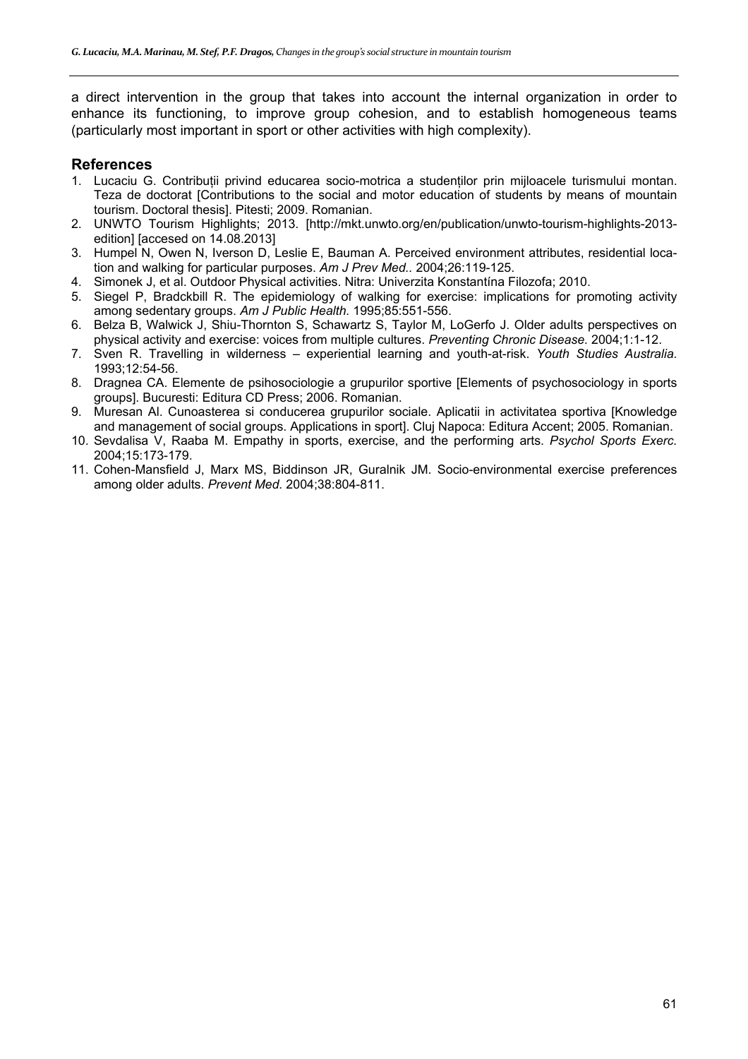a direct intervention in the group that takes into account the internal organization in order to enhance its functioning, to improve group cohesion, and to establish homogeneous teams (particularly most important in sport or other activities with high complexity).

## References

1. Lucaciu G. Contribuții privind educarea socio-motrica a studenților prin mijloacele turismului montan. Teza de doctorat [Contributions to the social and motor education of students by means of mountain tourism. Doctoral thesis]. Pitesti; 2009. Romanian.
2. UNWTO Tourism Highlights; 2013. [http://mkt.unwto.org/en/publication/unwto-tourism-highlights-2013-edition] [accesed on 14.08.2013]
3. Humpel N, Owen N, Iverson D, Leslie E, Bauman A. Perceived environment attributes, residential location and walking for particular purposes. *Am J Prev Med..* 2004;26:119-125.
4. Simonek J, et al. Outdoor Physical activities. Nitra: Univerzita Konstantína Filozofa; 2010.
5. Siegel P, Bradckbill R. The epidemiology of walking for exercise: implications for promoting activity among sedentary groups. *Am J Public Health.* 1995;85:551-556.
6. Belza B, Walwick J, Shiu-Thornton S, Schawartz S, Taylor M, LoGerfo J. Older adults perspectives on physical activity and exercise: voices from multiple cultures. *Preventing Chronic Disease.* 2004;1:1-12.
7. Sven R. Travelling in wilderness – experiential learning and youth-at-risk. *Youth Studies Australia.* 1993;12:54-56.
8. Dragnea CA. Elemente de psihosociologie a grupurilor sportive [Elements of psychosociology in sports groups]. Bucuresti: Editura CD Press; 2006. Romanian.
9. Muresan Al. Cunoasterea si conducerea grupurilor sociale. Aplicatii in activitatea sportiva [Knowledge and management of social groups. Applications in sport]. Cluj Napoca: Editura Accent; 2005. Romanian.
10. Sevdalisa V, Raaba M. Empathy in sports, exercise, and the performing arts. *Psychol Sports Exerc.* 2004;15:173-179.
11. Cohen-Mansfield J, Marx MS, Biddinson JR, Guralnik JM. Socio-environmental exercise preferences among older adults. *Prevent Med.* 2004;38:804-811.